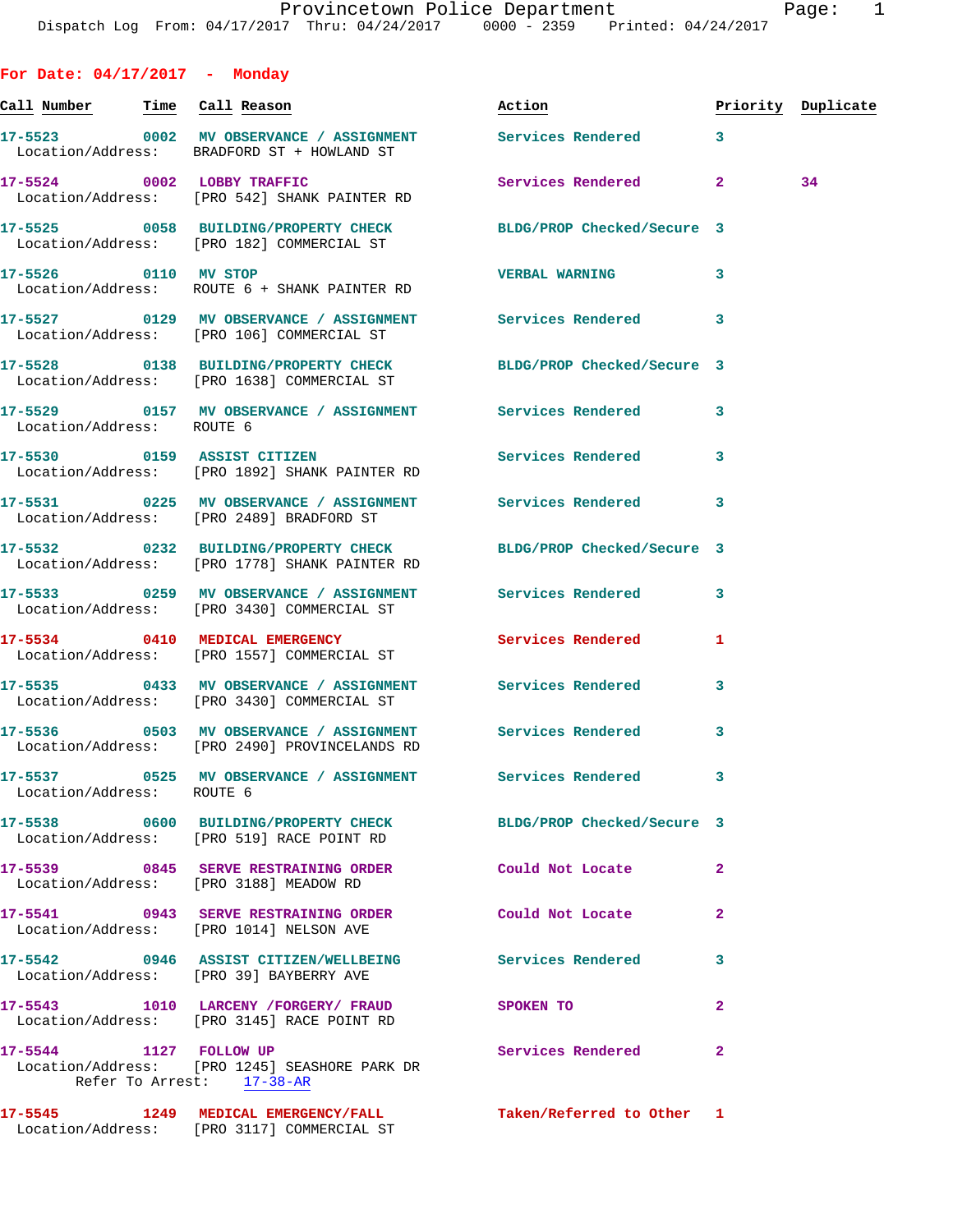Provincetown Police Department
Dispatch Log From: 04/17/2017 Thru: 04/24/2017 0000 - 2359 Printed: 04/24/2017

## For Date: 04/17/2017 - Monday

| Call Number | Time | Call Reason | Action | Priority | Duplicate |
|---|---|---|---|---|---|
| 17-5523 | 0002 | MV OBSERVANCE / ASSIGNMENT | Services Rendered | 3 | |
| Location/Address: | | BRADFORD ST + HOWLAND ST | | | |
| 17-5524 | 0002 | LOBBY TRAFFIC | Services Rendered | 2 | 34 |
| Location/Address: | | [PRO 542] SHANK PAINTER RD | | | |
| 17-5525 | 0058 | BUILDING/PROPERTY CHECK | BLDG/PROP Checked/Secure | 3 | |
| Location/Address: | | [PRO 182] COMMERCIAL ST | | | |
| 17-5526 | 0110 | MV STOP | VERBAL WARNING | 3 | |
| Location/Address: | | ROUTE 6 + SHANK PAINTER RD | | | |
| 17-5527 | 0129 | MV OBSERVANCE / ASSIGNMENT | Services Rendered | 3 | |
| Location/Address: | | [PRO 106] COMMERCIAL ST | | | |
| 17-5528 | 0138 | BUILDING/PROPERTY CHECK | BLDG/PROP Checked/Secure | 3 | |
| Location/Address: | | [PRO 1638] COMMERCIAL ST | | | |
| 17-5529 | 0157 | MV OBSERVANCE / ASSIGNMENT | Services Rendered | 3 | |
| Location/Address: | | ROUTE 6 | | | |
| 17-5530 | 0159 | ASSIST CITIZEN | Services Rendered | 3 | |
| Location/Address: | | [PRO 1892] SHANK PAINTER RD | | | |
| 17-5531 | 0225 | MV OBSERVANCE / ASSIGNMENT | Services Rendered | 3 | |
| Location/Address: | | [PRO 2489] BRADFORD ST | | | |
| 17-5532 | 0232 | BUILDING/PROPERTY CHECK | BLDG/PROP Checked/Secure | 3 | |
| Location/Address: | | [PRO 1778] SHANK PAINTER RD | | | |
| 17-5533 | 0259 | MV OBSERVANCE / ASSIGNMENT | Services Rendered | 3 | |
| Location/Address: | | [PRO 3430] COMMERCIAL ST | | | |
| 17-5534 | 0410 | MEDICAL EMERGENCY | Services Rendered | 1 | |
| Location/Address: | | [PRO 1557] COMMERCIAL ST | | | |
| 17-5535 | 0433 | MV OBSERVANCE / ASSIGNMENT | Services Rendered | 3 | |
| Location/Address: | | [PRO 3430] COMMERCIAL ST | | | |
| 17-5536 | 0503 | MV OBSERVANCE / ASSIGNMENT | Services Rendered | 3 | |
| Location/Address: | | [PRO 2490] PROVINCELANDS RD | | | |
| 17-5537 | 0525 | MV OBSERVANCE / ASSIGNMENT | Services Rendered | 3 | |
| Location/Address: | | ROUTE 6 | | | |
| 17-5538 | 0600 | BUILDING/PROPERTY CHECK | BLDG/PROP Checked/Secure | 3 | |
| Location/Address: | | [PRO 519] RACE POINT RD | | | |
| 17-5539 | 0845 | SERVE RESTRAINING ORDER | Could Not Locate | 2 | |
| Location/Address: | | [PRO 3188] MEADOW RD | | | |
| 17-5541 | 0943 | SERVE RESTRAINING ORDER | Could Not Locate | 2 | |
| Location/Address: | | [PRO 1014] NELSON AVE | | | |
| 17-5542 | 0946 | ASSIST CITIZEN/WELLBEING | Services Rendered | 3 | |
| Location/Address: | | [PRO 39] BAYBERRY AVE | | | |
| 17-5543 | 1010 | LARCENY /FORGERY/ FRAUD | SPOKEN TO | 2 | |
| Location/Address: | | [PRO 3145] RACE POINT RD | | | |
| 17-5544 | 1127 | FOLLOW UP | Services Rendered | 2 | |
| Location/Address: | | [PRO 1245] SEASHORE PARK DR | | | |
| Refer To Arrest: | | 17-38-AR | | | |
| 17-5545 | 1249 | MEDICAL EMERGENCY/FALL | Taken/Referred to Other | 1 | |
| Location/Address: | | [PRO 3117] COMMERCIAL ST | | | |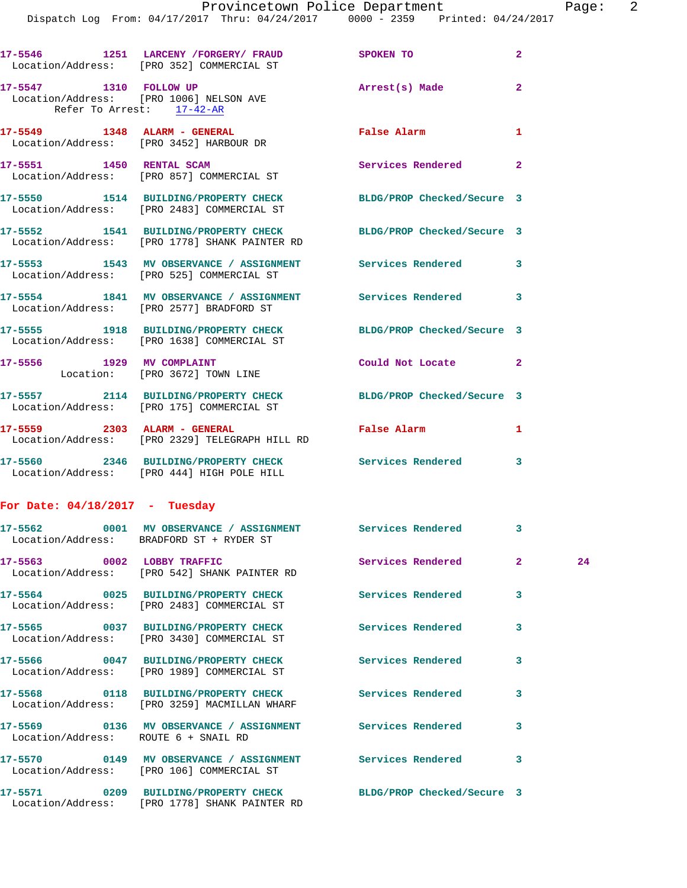17-5546 1251 LARCENY /FORGERY/ FRAUD SPOKEN TO 2
Location/Address: [PRO 352] COMMERCIAL ST

17-5547 1310 FOLLOW UP Arrest(s) Made 2
Location/Address: [PRO 1006] NELSON AVE
Refer To Arrest: 17-42-AR

17-5549 1348 ALARM - GENERAL False Alarm 1
Location/Address: [PRO 3452] HARBOUR DR

17-5551 1450 RENTAL SCAM Services Rendered 2
Location/Address: [PRO 857] COMMERCIAL ST

17-5550 1514 BUILDING/PROPERTY CHECK BLDG/PROP Checked/Secure 3
Location/Address: [PRO 2483] COMMERCIAL ST

17-5552 1541 BUILDING/PROPERTY CHECK BLDG/PROP Checked/Secure 3
Location/Address: [PRO 1778] SHANK PAINTER RD

17-5553 1543 MV OBSERVANCE / ASSIGNMENT Services Rendered 3
Location/Address: [PRO 525] COMMERCIAL ST

17-5554 1841 MV OBSERVANCE / ASSIGNMENT Services Rendered 3
Location/Address: [PRO 2577] BRADFORD ST

17-5555 1918 BUILDING/PROPERTY CHECK BLDG/PROP Checked/Secure 3
Location/Address: [PRO 1638] COMMERCIAL ST

17-5556 1929 MV COMPLAINT Could Not Locate 2
Location: [PRO 3672] TOWN LINE

17-5557 2114 BUILDING/PROPERTY CHECK BLDG/PROP Checked/Secure 3
Location/Address: [PRO 175] COMMERCIAL ST

17-5559 2303 ALARM - GENERAL False Alarm 1
Location/Address: [PRO 2329] TELEGRAPH HILL RD

17-5560 2346 BUILDING/PROPERTY CHECK Services Rendered 3
Location/Address: [PRO 444] HIGH POLE HILL

**For Date: 04/18/2017 - Tuesday**

17-5562 0001 MV OBSERVANCE / ASSIGNMENT Services Rendered 3
Location/Address: BRADFORD ST + RYDER ST

17-5563 0002 LOBBY TRAFFIC Services Rendered 2 24
Location/Address: [PRO 542] SHANK PAINTER RD

17-5564 0025 BUILDING/PROPERTY CHECK Services Rendered 3
Location/Address: [PRO 2483] COMMERCIAL ST

17-5565 0037 BUILDING/PROPERTY CHECK Services Rendered 3
Location/Address: [PRO 3430] COMMERCIAL ST

17-5566 0047 BUILDING/PROPERTY CHECK Services Rendered 3
Location/Address: [PRO 1989] COMMERCIAL ST

17-5568 0118 BUILDING/PROPERTY CHECK Services Rendered 3
Location/Address: [PRO 3259] MACMILLAN WHARF

17-5569 0136 MV OBSERVANCE / ASSIGNMENT Services Rendered 3
Location/Address: ROUTE 6 + SNAIL RD

17-5570 0149 MV OBSERVANCE / ASSIGNMENT Services Rendered 3
Location/Address: [PRO 106] COMMERCIAL ST

17-5571 0209 BUILDING/PROPERTY CHECK BLDG/PROP Checked/Secure 3
Location/Address: [PRO 1778] SHANK PAINTER RD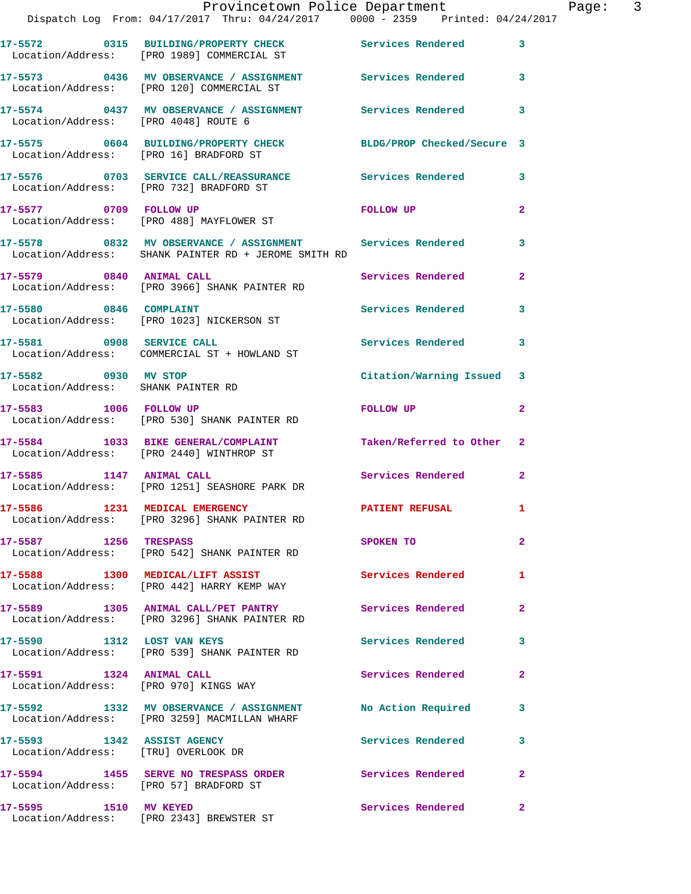17-5572 0315 BUILDING/PROPERTY CHECK Services Rendered 3
Location/Address: [PRO 1989] COMMERCIAL ST

17-5573 0436 MV OBSERVANCE / ASSIGNMENT Services Rendered 3
Location/Address: [PRO 120] COMMERCIAL ST

17-5574 0437 MV OBSERVANCE / ASSIGNMENT Services Rendered 3
Location/Address: [PRO 4048] ROUTE 6

17-5575 0604 BUILDING/PROPERTY CHECK BLDG/PROP Checked/Secure 3
Location/Address: [PRO 16] BRADFORD ST

17-5576 0703 SERVICE CALL/REASSURANCE Services Rendered 3
Location/Address: [PRO 732] BRADFORD ST

17-5577 0709 FOLLOW UP FOLLOW UP 2
Location/Address: [PRO 488] MAYFLOWER ST

17-5578 0832 MV OBSERVANCE / ASSIGNMENT Services Rendered 3
Location/Address: SHANK PAINTER RD + JEROME SMITH RD

17-5579 0840 ANIMAL CALL Services Rendered 2
Location/Address: [PRO 3966] SHANK PAINTER RD

17-5580 0846 COMPLAINT Services Rendered 3
Location/Address: [PRO 1023] NICKERSON ST

17-5581 0908 SERVICE CALL Services Rendered 3
Location/Address: COMMERCIAL ST + HOWLAND ST

17-5582 0930 MV STOP Citation/Warning Issued 3
Location/Address: SHANK PAINTER RD

17-5583 1006 FOLLOW UP FOLLOW UP 2
Location/Address: [PRO 530] SHANK PAINTER RD

17-5584 1033 BIKE GENERAL/COMPLAINT Taken/Referred to Other 2
Location/Address: [PRO 2440] WINTHROP ST

17-5585 1147 ANIMAL CALL Services Rendered 2
Location/Address: [PRO 1251] SEASHORE PARK DR

17-5586 1231 MEDICAL EMERGENCY PATIENT REFUSAL 1
Location/Address: [PRO 3296] SHANK PAINTER RD

17-5587 1256 TRESPASS SPOKEN TO 2
Location/Address: [PRO 542] SHANK PAINTER RD

17-5588 1300 MEDICAL/LIFT ASSIST Services Rendered 1
Location/Address: [PRO 442] HARRY KEMP WAY

17-5589 1305 ANIMAL CALL/PET PANTRY Services Rendered 2
Location/Address: [PRO 3296] SHANK PAINTER RD

17-5590 1312 LOST VAN KEYS Services Rendered 3
Location/Address: [PRO 539] SHANK PAINTER RD

17-5591 1324 ANIMAL CALL Services Rendered 2
Location/Address: [PRO 970] KINGS WAY

17-5592 1332 MV OBSERVANCE / ASSIGNMENT No Action Required 3
Location/Address: [PRO 3259] MACMILLAN WHARF

17-5593 1342 ASSIST AGENCY Services Rendered 3
Location/Address: [TRU] OVERLOOK DR

17-5594 1455 SERVE NO TRESPASS ORDER Services Rendered 2
Location/Address: [PRO 57] BRADFORD ST

17-5595 1510 MV KEYED Services Rendered 2
Location/Address: [PRO 2343] BREWSTER ST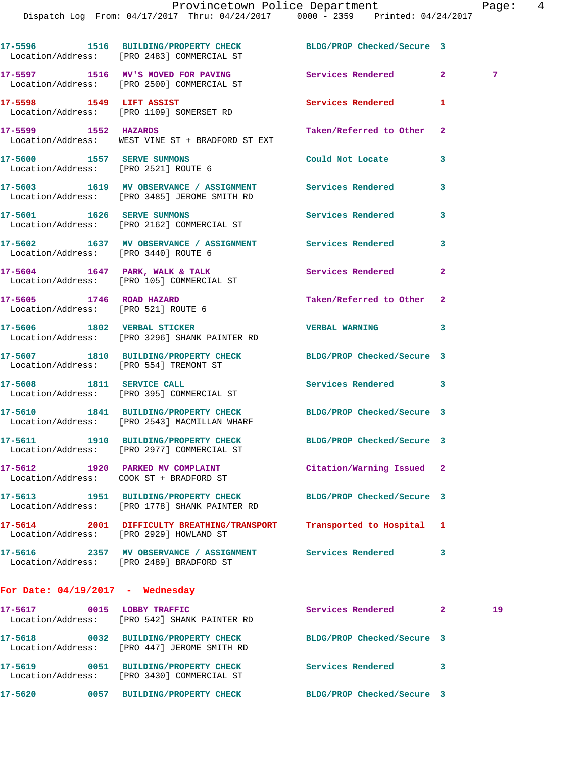17-5596 1516 BUILDING/PROPERTY CHECK BLDG/PROP Checked/Secure 3
Location/Address: [PRO 2483] COMMERCIAL ST

17-5597 1516 MV'S MOVED FOR PAVING Services Rendered 2 7
Location/Address: [PRO 2500] COMMERCIAL ST

17-5598 1549 LIFT ASSIST Services Rendered 1
Location/Address: [PRO 1109] SOMERSET RD

17-5599 1552 HAZARDS Taken/Referred to Other 2
Location/Address: WEST VINE ST + BRADFORD ST EXT

17-5600 1557 SERVE SUMMONS Could Not Locate 3
Location/Address: [PRO 2521] ROUTE 6

17-5603 1619 MV OBSERVANCE / ASSIGNMENT Services Rendered 3
Location/Address: [PRO 3485] JEROME SMITH RD

17-5601 1626 SERVE SUMMONS Services Rendered 3
Location/Address: [PRO 2162] COMMERCIAL ST

17-5602 1637 MV OBSERVANCE / ASSIGNMENT Services Rendered 3
Location/Address: [PRO 3440] ROUTE 6

17-5604 1647 PARK, WALK & TALK Services Rendered 2
Location/Address: [PRO 105] COMMERCIAL ST

17-5605 1746 ROAD HAZARD Taken/Referred to Other 2
Location/Address: [PRO 521] ROUTE 6

17-5606 1802 VERBAL STICKER VERBAL WARNING 3
Location/Address: [PRO 3296] SHANK PAINTER RD

17-5607 1810 BUILDING/PROPERTY CHECK BLDG/PROP Checked/Secure 3
Location/Address: [PRO 554] TREMONT ST

17-5608 1811 SERVICE CALL Services Rendered 3
Location/Address: [PRO 395] COMMERCIAL ST

17-5610 1841 BUILDING/PROPERTY CHECK BLDG/PROP Checked/Secure 3
Location/Address: [PRO 2543] MACMILLAN WHARF

17-5611 1910 BUILDING/PROPERTY CHECK BLDG/PROP Checked/Secure 3
Location/Address: [PRO 2977] COMMERCIAL ST

17-5612 1920 PARKED MV COMPLAINT Citation/Warning Issued 2
Location/Address: COOK ST + BRADFORD ST

17-5613 1951 BUILDING/PROPERTY CHECK BLDG/PROP Checked/Secure 3
Location/Address: [PRO 1778] SHANK PAINTER RD

17-5614 2001 DIFFICULTY BREATHING/TRANSPORT Transported to Hospital 1
Location/Address: [PRO 2929] HOWLAND ST

17-5616 2357 MV OBSERVANCE / ASSIGNMENT Services Rendered 3
Location/Address: [PRO 2489] BRADFORD ST

## For Date: 04/19/2017 - Wednesday

17-5617 0015 LOBBY TRAFFIC Services Rendered 2 19
Location/Address: [PRO 542] SHANK PAINTER RD

17-5618 0032 BUILDING/PROPERTY CHECK BLDG/PROP Checked/Secure 3
Location/Address: [PRO 447] JEROME SMITH RD

17-5619 0051 BUILDING/PROPERTY CHECK Services Rendered 3
Location/Address: [PRO 3430] COMMERCIAL ST

17-5620 0057 BUILDING/PROPERTY CHECK BLDG/PROP Checked/Secure 3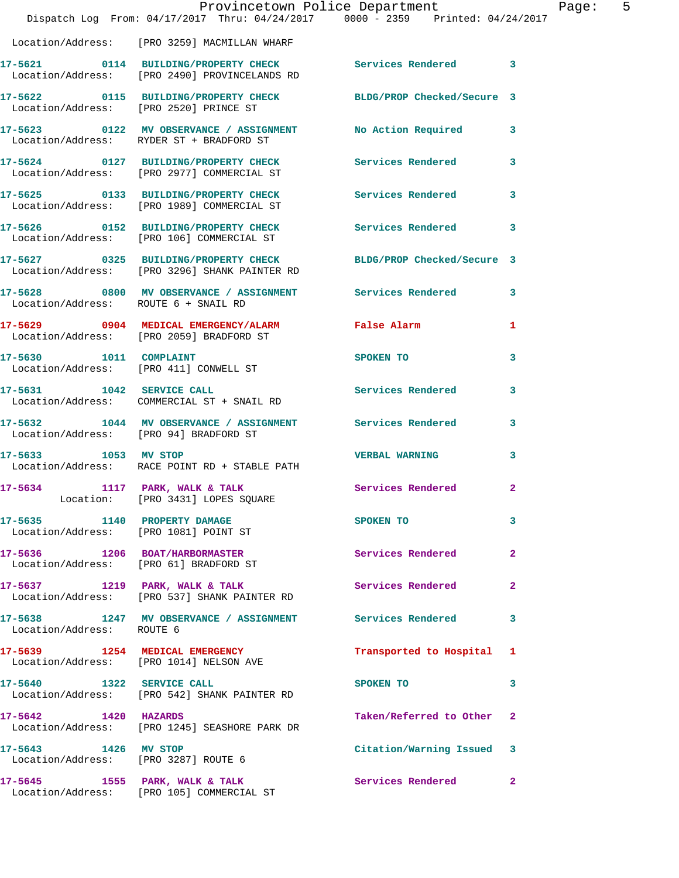Location/Address: [PRO 3259] MACMILLAN WHARF

| Call # | Time | Call Type | Disposition | Priority |
|---|---|---|---|---|
| 17-5621 | 0114 | BUILDING/PROPERTY CHECK | Services Rendered | 3 |
| | | Location/Address: [PRO 2490] PROVINCELANDS RD | | |
| 17-5622 | 0115 | BUILDING/PROPERTY CHECK | BLDG/PROP Checked/Secure | 3 |
| | | Location/Address: [PRO 2520] PRINCE ST | | |
| 17-5623 | 0122 | MV OBSERVANCE / ASSIGNMENT | No Action Required | 3 |
| | | Location/Address: RYDER ST + BRADFORD ST | | |
| 17-5624 | 0127 | BUILDING/PROPERTY CHECK | Services Rendered | 3 |
| | | Location/Address: [PRO 2977] COMMERCIAL ST | | |
| 17-5625 | 0133 | BUILDING/PROPERTY CHECK | Services Rendered | 3 |
| | | Location/Address: [PRO 1989] COMMERCIAL ST | | |
| 17-5626 | 0152 | BUILDING/PROPERTY CHECK | Services Rendered | 3 |
| | | Location/Address: [PRO 106] COMMERCIAL ST | | |
| 17-5627 | 0325 | BUILDING/PROPERTY CHECK | BLDG/PROP Checked/Secure | 3 |
| | | Location/Address: [PRO 3296] SHANK PAINTER RD | | |
| 17-5628 | 0800 | MV OBSERVANCE / ASSIGNMENT | Services Rendered | 3 |
| | | Location/Address: ROUTE 6 + SNAIL RD | | |
| 17-5629 | 0904 | MEDICAL EMERGENCY/ALARM | False Alarm | 1 |
| | | Location/Address: [PRO 2059] BRADFORD ST | | |
| 17-5630 | 1011 | COMPLAINT | SPOKEN TO | 3 |
| | | Location/Address: [PRO 411] CONWELL ST | | |
| 17-5631 | 1042 | SERVICE CALL | Services Rendered | 3 |
| | | Location/Address: COMMERCIAL ST + SNAIL RD | | |
| 17-5632 | 1044 | MV OBSERVANCE / ASSIGNMENT | Services Rendered | 3 |
| | | Location/Address: [PRO 94] BRADFORD ST | | |
| 17-5633 | 1053 | MV STOP | VERBAL WARNING | 3 |
| | | Location/Address: RACE POINT RD + STABLE PATH | | |
| 17-5634 | 1117 | PARK, WALK & TALK | Services Rendered | 2 |
| | | Location: [PRO 3431] LOPES SQUARE | | |
| 17-5635 | 1140 | PROPERTY DAMAGE | SPOKEN TO | 3 |
| | | Location/Address: [PRO 1081] POINT ST | | |
| 17-5636 | 1206 | BOAT/HARBORMASTER | Services Rendered | 2 |
| | | Location/Address: [PRO 61] BRADFORD ST | | |
| 17-5637 | 1219 | PARK, WALK & TALK | Services Rendered | 2 |
| | | Location/Address: [PRO 537] SHANK PAINTER RD | | |
| 17-5638 | 1247 | MV OBSERVANCE / ASSIGNMENT | Services Rendered | 3 |
| | | Location/Address: ROUTE 6 | | |
| 17-5639 | 1254 | MEDICAL EMERGENCY | Transported to Hospital | 1 |
| | | Location/Address: [PRO 1014] NELSON AVE | | |
| 17-5640 | 1322 | SERVICE CALL | SPOKEN TO | 3 |
| | | Location/Address: [PRO 542] SHANK PAINTER RD | | |
| 17-5642 | 1420 | HAZARDS | Taken/Referred to Other | 2 |
| | | Location/Address: [PRO 1245] SEASHORE PARK DR | | |
| 17-5643 | 1426 | MV STOP | Citation/Warning Issued | 3 |
| | | Location/Address: [PRO 3287] ROUTE 6 | | |
| 17-5645 | 1555 | PARK, WALK & TALK | Services Rendered | 2 |
| | | Location/Address: [PRO 105] COMMERCIAL ST | | |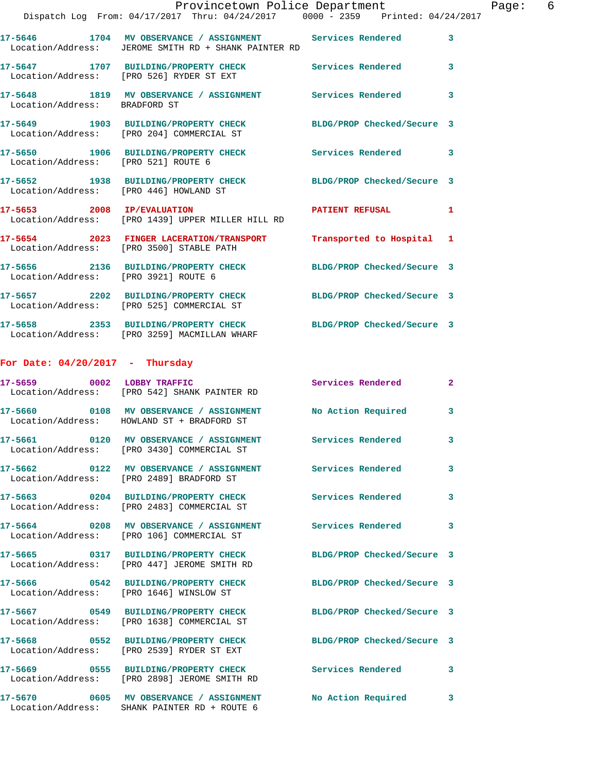17-5646 1704 MV OBSERVANCE / ASSIGNMENT Services Rendered 3
Location/Address: JEROME SMITH RD + SHANK PAINTER RD

17-5647 1707 BUILDING/PROPERTY CHECK Services Rendered 3
Location/Address: [PRO 526] RYDER ST EXT

17-5648 1819 MV OBSERVANCE / ASSIGNMENT Services Rendered 3
Location/Address: BRADFORD ST

17-5649 1903 BUILDING/PROPERTY CHECK BLDG/PROP Checked/Secure 3
Location/Address: [PRO 204] COMMERCIAL ST

17-5650 1906 BUILDING/PROPERTY CHECK Services Rendered 3
Location/Address: [PRO 521] ROUTE 6

17-5652 1938 BUILDING/PROPERTY CHECK BLDG/PROP Checked/Secure 3
Location/Address: [PRO 446] HOWLAND ST

17-5653 2008 IP/EVALUATION PATIENT REFUSAL 1
Location/Address: [PRO 1439] UPPER MILLER HILL RD

17-5654 2023 FINGER LACERATION/TRANSPORT Transported to Hospital 1
Location/Address: [PRO 3500] STABLE PATH

17-5656 2136 BUILDING/PROPERTY CHECK BLDG/PROP Checked/Secure 3
Location/Address: [PRO 3921] ROUTE 6

17-5657 2202 BUILDING/PROPERTY CHECK BLDG/PROP Checked/Secure 3
Location/Address: [PRO 525] COMMERCIAL ST

17-5658 2353 BUILDING/PROPERTY CHECK BLDG/PROP Checked/Secure 3
Location/Address: [PRO 3259] MACMILLAN WHARF

## For Date: 04/20/2017 - Thursday

17-5659 0002 LOBBY TRAFFIC Services Rendered 2
Location/Address: [PRO 542] SHANK PAINTER RD

17-5660 0108 MV OBSERVANCE / ASSIGNMENT No Action Required 3
Location/Address: HOWLAND ST + BRADFORD ST

17-5661 0120 MV OBSERVANCE / ASSIGNMENT Services Rendered 3
Location/Address: [PRO 3430] COMMERCIAL ST

17-5662 0122 MV OBSERVANCE / ASSIGNMENT Services Rendered 3
Location/Address: [PRO 2489] BRADFORD ST

17-5663 0204 BUILDING/PROPERTY CHECK Services Rendered 3
Location/Address: [PRO 2483] COMMERCIAL ST

17-5664 0208 MV OBSERVANCE / ASSIGNMENT Services Rendered 3
Location/Address: [PRO 106] COMMERCIAL ST

17-5665 0317 BUILDING/PROPERTY CHECK BLDG/PROP Checked/Secure 3
Location/Address: [PRO 447] JEROME SMITH RD

17-5666 0542 BUILDING/PROPERTY CHECK BLDG/PROP Checked/Secure 3
Location/Address: [PRO 1646] WINSLOW ST

17-5667 0549 BUILDING/PROPERTY CHECK BLDG/PROP Checked/Secure 3
Location/Address: [PRO 1638] COMMERCIAL ST

17-5668 0552 BUILDING/PROPERTY CHECK BLDG/PROP Checked/Secure 3
Location/Address: [PRO 2539] RYDER ST EXT

17-5669 0555 BUILDING/PROPERTY CHECK Services Rendered 3
Location/Address: [PRO 2898] JEROME SMITH RD

17-5670 0605 MV OBSERVANCE / ASSIGNMENT No Action Required 3
Location/Address: SHANK PAINTER RD + ROUTE 6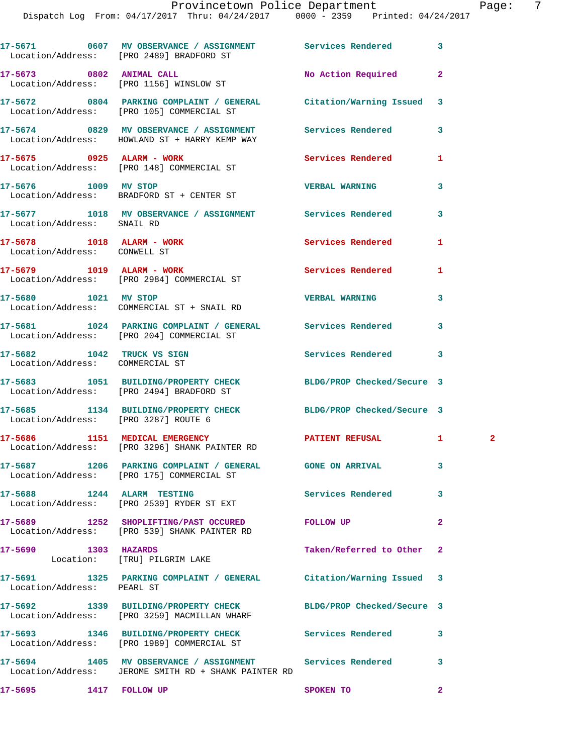```
17-5671        0607   MV OBSERVANCE / ASSIGNMENT        Services Rendered         3
  Location/Address:    [PRO 2489] BRADFORD ST

17-5673        0802   ANIMAL CALL                       No Action Required        2
  Location/Address:    [PRO 1156] WINSLOW ST

17-5672        0804   PARKING COMPLAINT / GENERAL       Citation/Warning Issued   3
  Location/Address:    [PRO 105] COMMERCIAL ST

17-5674        0829   MV OBSERVANCE / ASSIGNMENT        Services Rendered         3
  Location/Address:    HOWLAND ST + HARRY KEMP WAY

17-5675        0925   ALARM - WORK                      Services Rendered         1
  Location/Address:    [PRO 148] COMMERCIAL ST

17-5676        1009   MV STOP                           VERBAL WARNING            3
  Location/Address:    BRADFORD ST + CENTER ST

17-5677        1018   MV OBSERVANCE / ASSIGNMENT        Services Rendered         3
  Location/Address:    SNAIL RD

17-5678        1018   ALARM - WORK                      Services Rendered         1
  Location/Address:    CONWELL ST

17-5679        1019   ALARM - WORK                      Services Rendered         1
  Location/Address:    [PRO 2984] COMMERCIAL ST

17-5680        1021   MV STOP                           VERBAL WARNING            3
  Location/Address:    COMMERCIAL ST + SNAIL RD

17-5681        1024   PARKING COMPLAINT / GENERAL       Services Rendered         3
  Location/Address:    [PRO 204] COMMERCIAL ST

17-5682        1042   TRUCK VS SIGN                     Services Rendered         3
  Location/Address:    COMMERCIAL ST

17-5683        1051   BUILDING/PROPERTY CHECK           BLDG/PROP Checked/Secure  3
  Location/Address:    [PRO 2494] BRADFORD ST

17-5685        1134   BUILDING/PROPERTY CHECK           BLDG/PROP Checked/Secure  3
  Location/Address:    [PRO 3287] ROUTE 6

17-5686        1151   MEDICAL EMERGENCY                 PATIENT REFUSAL           1         2
  Location/Address:    [PRO 3296] SHANK PAINTER RD

17-5687        1206   PARKING COMPLAINT / GENERAL       GONE ON ARRIVAL           3
  Location/Address:    [PRO 175] COMMERCIAL ST

17-5688        1244   ALARM  TESTING                    Services Rendered         3
  Location/Address:    [PRO 2539] RYDER ST EXT

17-5689        1252   SHOPLIFTING/PAST OCCURED          FOLLOW UP                 2
  Location/Address:    [PRO 539] SHANK PAINTER RD

17-5690        1303   HAZARDS                           Taken/Referred to Other   2
           Location:   [TRU] PILGRIM LAKE

17-5691        1325   PARKING COMPLAINT / GENERAL       Citation/Warning Issued   3
  Location/Address:    PEARL ST

17-5692        1339   BUILDING/PROPERTY CHECK           BLDG/PROP Checked/Secure  3
  Location/Address:    [PRO 3259] MACMILLAN WHARF

17-5693        1346   BUILDING/PROPERTY CHECK           Services Rendered         3
  Location/Address:    [PRO 1989] COMMERCIAL ST

17-5694        1405   MV OBSERVANCE / ASSIGNMENT        Services Rendered         3
  Location/Address:    JEROME SMITH RD + SHANK PAINTER RD

17-5695        1417   FOLLOW UP                         SPOKEN TO                 2
```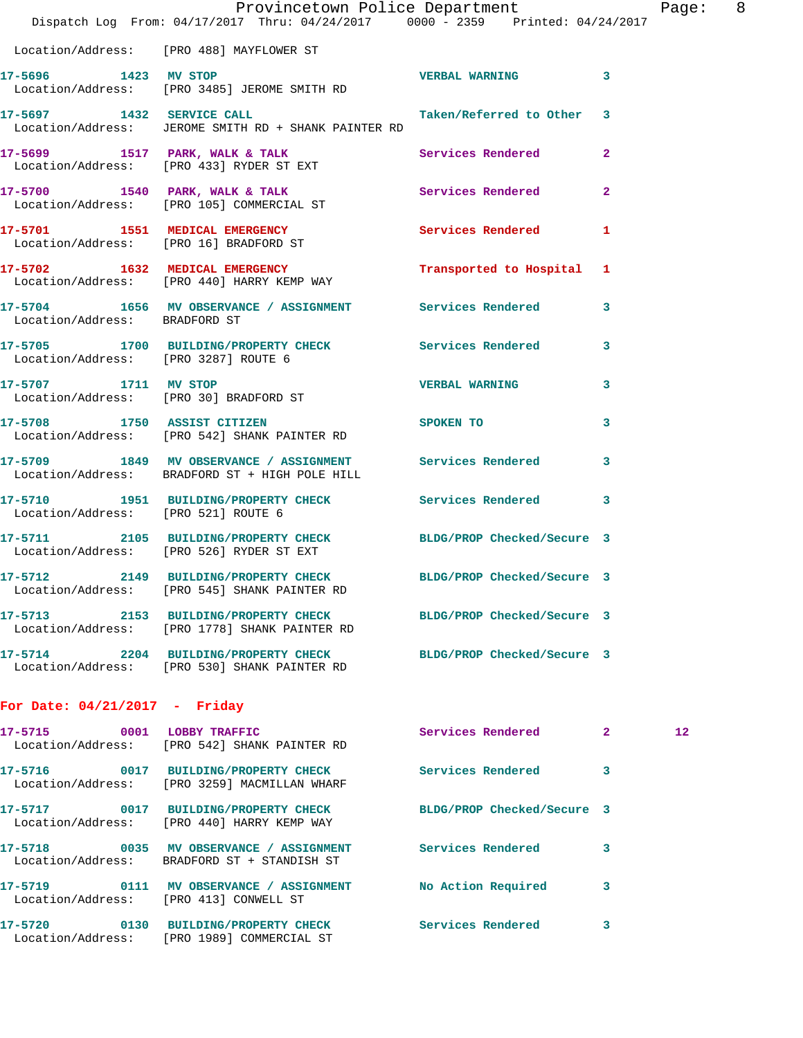Location/Address: [PRO 488] MAYFLOWER ST

| Call # | Time | Call Reason | Action | Priority | |
|---|---|---|---|---|---|
| 17-5696 | 1423 | MV STOP | VERBAL WARNING | 3 | |
| Location/Address: | | [PRO 3485] JEROME SMITH RD | | | |
| 17-5697 | 1432 | SERVICE CALL | Taken/Referred to Other | 3 | |
| Location/Address: | | JEROME SMITH RD + SHANK PAINTER RD | | | |
| 17-5699 | 1517 | PARK, WALK & TALK | Services Rendered | 2 | |
| Location/Address: | | [PRO 433] RYDER ST EXT | | | |
| 17-5700 | 1540 | PARK, WALK & TALK | Services Rendered | 2 | |
| Location/Address: | | [PRO 105] COMMERCIAL ST | | | |
| 17-5701 | 1551 | MEDICAL EMERGENCY | Services Rendered | 1 | |
| Location/Address: | | [PRO 16] BRADFORD ST | | | |
| 17-5702 | 1632 | MEDICAL EMERGENCY | Transported to Hospital | 1 | |
| Location/Address: | | [PRO 440] HARRY KEMP WAY | | | |
| 17-5704 | 1656 | MV OBSERVATION / ASSIGNMENT | Services Rendered | 3 | |
| Location/Address: | | BRADFORD ST | | | |
| 17-5705 | 1700 | BUILDING/PROPERTY CHECK | Services Rendered | 3 | |
| Location/Address: | | [PRO 3287] ROUTE 6 | | | |
| 17-5707 | 1711 | MV STOP | VERBAL WARNING | 3 | |
| Location/Address: | | [PRO 30] BRADFORD ST | | | |
| 17-5708 | 1750 | ASSIST CITIZEN | SPOKEN TO | 3 | |
| Location/Address: | | [PRO 542] SHANK PAINTER RD | | | |
| 17-5709 | 1849 | MV OBSERVATION / ASSIGNMENT | Services Rendered | 3 | |
| Location/Address: | | BRADFORD ST + HIGH POLE HILL | | | |
| 17-5710 | 1951 | BUILDING/PROPERTY CHECK | Services Rendered | 3 | |
| Location/Address: | | [PRO 521] ROUTE 6 | | | |
| 17-5711 | 2105 | BUILDING/PROPERTY CHECK | BLDG/PROP Checked/Secure | 3 | |
| Location/Address: | | [PRO 526] RYDER ST EXT | | | |
| 17-5712 | 2149 | BUILDING/PROPERTY CHECK | BLDG/PROP Checked/Secure | 3 | |
| Location/Address: | | [PRO 545] SHANK PAINTER RD | | | |
| 17-5713 | 2153 | BUILDING/PROPERTY CHECK | BLDG/PROP Checked/Secure | 3 | |
| Location/Address: | | [PRO 1778] SHANK PAINTER RD | | | |
| 17-5714 | 2204 | BUILDING/PROPERTY CHECK | BLDG/PROP Checked/Secure | 3 | |
| Location/Address: | | [PRO 530] SHANK PAINTER RD | | | |

**For Date: 04/21/2017 - Friday**

| Call # | Time | Call Reason | Action | Priority | |
|---|---|---|---|---|---|
| 17-5715 | 0001 | LOBBY TRAFFIC | Services Rendered | 2 | 12 |
| Location/Address: | | [PRO 542] SHANK PAINTER RD | | | |
| 17-5716 | 0017 | BUILDING/PROPERTY CHECK | Services Rendered | 3 | |
| Location/Address: | | [PRO 3259] MACMILLAN WHARF | | | |
| 17-5717 | 0017 | BUILDING/PROPERTY CHECK | BLDG/PROP Checked/Secure | 3 | |
| Location/Address: | | [PRO 440] HARRY KEMP WAY | | | |
| 17-5718 | 0035 | MV OBSERVATION / ASSIGNMENT | Services Rendered | 3 | |
| Location/Address: | | BRADFORD ST + STANDISH ST | | | |
| 17-5719 | 0111 | MV OBSERVATION / ASSIGNMENT | No Action Required | 3 | |
| Location/Address: | | [PRO 413] CONWELL ST | | | |
| 17-5720 | 0130 | BUILDING/PROPERTY CHECK | Services Rendered | 3 | |
| Location/Address: | | [PRO 1989] COMMERCIAL ST | | | |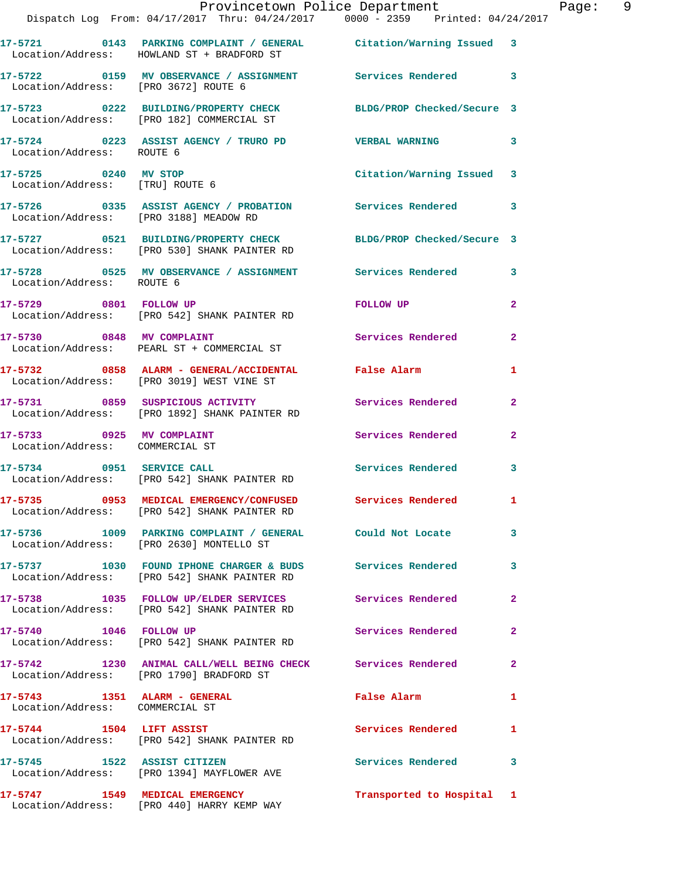Provincetown Police Department

Dispatch Log From: 04/17/2017 Thru: 04/24/2017 0000 - 2359 Printed: 04/24/2017

| Call # | Time | Nature | Disposition | Priority |
|---|---|---|---|---|
| 17-5721 | 0143 | PARKING COMPLAINT / GENERAL | Citation/Warning Issued | 3 |
| Location/Address: | | HOWLAND ST + BRADFORD ST | | |
| 17-5722 | 0159 | MV OBSERVANCE / ASSIGNMENT | Services Rendered | 3 |
| Location/Address: | | [PRO 3672] ROUTE 6 | | |
| 17-5723 | 0222 | BUILDING/PROPERTY CHECK | BLDG/PROP Checked/Secure | 3 |
| Location/Address: | | [PRO 182] COMMERCIAL ST | | |
| 17-5724 | 0223 | ASSIST AGENCY / TRURO PD | VERBAL WARNING | 3 |
| Location/Address: | | ROUTE 6 | | |
| 17-5725 | 0240 | MV STOP | Citation/Warning Issued | 3 |
| Location/Address: | | [TRU] ROUTE 6 | | |
| 17-5726 | 0335 | ASSIST AGENCY / PROBATION | Services Rendered | 3 |
| Location/Address: | | [PRO 3188] MEADOW RD | | |
| 17-5727 | 0521 | BUILDING/PROPERTY CHECK | BLDG/PROP Checked/Secure | 3 |
| Location/Address: | | [PRO 530] SHANK PAINTER RD | | |
| 17-5728 | 0525 | MV OBSERVANCE / ASSIGNMENT | Services Rendered | 3 |
| Location/Address: | | ROUTE 6 | | |
| 17-5729 | 0801 | FOLLOW UP | FOLLOW UP | 2 |
| Location/Address: | | [PRO 542] SHANK PAINTER RD | | |
| 17-5730 | 0848 | MV COMPLAINT | Services Rendered | 2 |
| Location/Address: | | PEARL ST + COMMERCIAL ST | | |
| 17-5732 | 0858 | ALARM - GENERAL/ACCIDENTAL | False Alarm | 1 |
| Location/Address: | | [PRO 3019] WEST VINE ST | | |
| 17-5731 | 0859 | SUSPICIOUS ACTIVITY | Services Rendered | 2 |
| Location/Address: | | [PRO 1892] SHANK PAINTER RD | | |
| 17-5733 | 0925 | MV COMPLAINT | Services Rendered | 2 |
| Location/Address: | | COMMERCIAL ST | | |
| 17-5734 | 0951 | SERVICE CALL | Services Rendered | 3 |
| Location/Address: | | [PRO 542] SHANK PAINTER RD | | |
| 17-5735 | 0953 | MEDICAL EMERGENCY/CONFUSED | Services Rendered | 1 |
| Location/Address: | | [PRO 542] SHANK PAINTER RD | | |
| 17-5736 | 1009 | PARKING COMPLAINT / GENERAL | Could Not Locate | 3 |
| Location/Address: | | [PRO 2630] MONTELLO ST | | |
| 17-5737 | 1030 | FOUND IPHONE CHARGER & BUDS | Services Rendered | 3 |
| Location/Address: | | [PRO 542] SHANK PAINTER RD | | |
| 17-5738 | 1035 | FOLLOW UP/ELDER SERVICES | Services Rendered | 2 |
| Location/Address: | | [PRO 542] SHANK PAINTER RD | | |
| 17-5740 | 1046 | FOLLOW UP | Services Rendered | 2 |
| Location/Address: | | [PRO 542] SHANK PAINTER RD | | |
| 17-5742 | 1230 | ANIMAL CALL/WELL BEING CHECK | Services Rendered | 2 |
| Location/Address: | | [PRO 1790] BRADFORD ST | | |
| 17-5743 | 1351 | ALARM - GENERAL | False Alarm | 1 |
| Location/Address: | | COMMERCIAL ST | | |
| 17-5744 | 1504 | LIFT ASSIST | Services Rendered | 1 |
| Location/Address: | | [PRO 542] SHANK PAINTER RD | | |
| 17-5745 | 1522 | ASSIST CITIZEN | Services Rendered | 3 |
| Location/Address: | | [PRO 1394] MAYFLOWER AVE | | |
| 17-5747 | 1549 | MEDICAL EMERGENCY | Transported to Hospital | 1 |
| Location/Address: | | [PRO 440] HARRY KEMP WAY | | |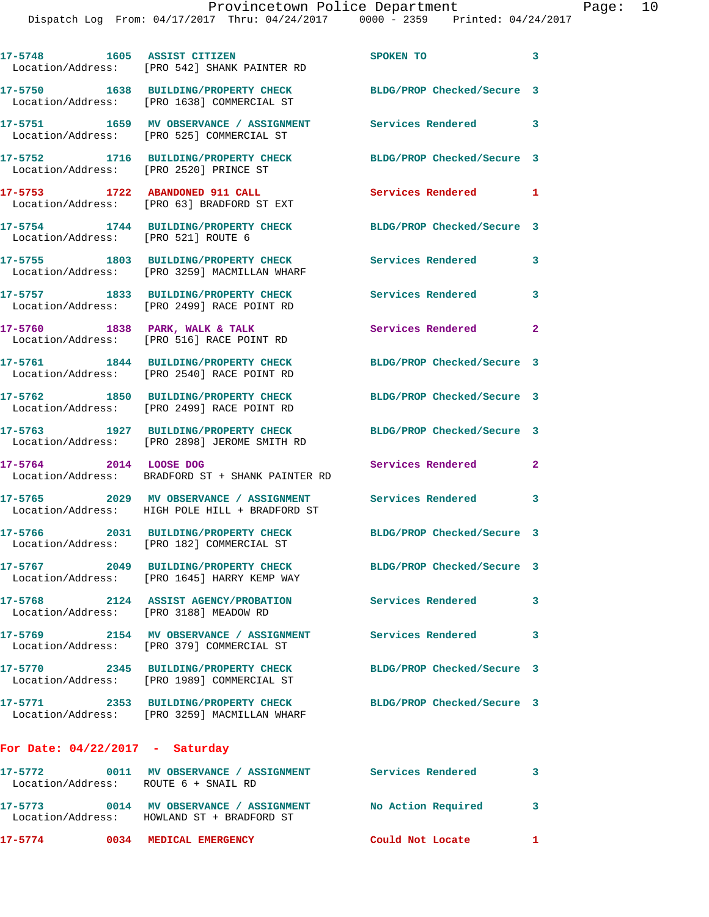17-5748 1605 ASSIST CITIZEN SPOKEN TO 3
Location/Address: [PRO 542] SHANK PAINTER RD

17-5750 1638 BUILDING/PROPERTY CHECK BLDG/PROP Checked/Secure 3
Location/Address: [PRO 1638] COMMERCIAL ST

17-5751 1659 MV OBSERVANCE / ASSIGNMENT Services Rendered 3
Location/Address: [PRO 525] COMMERCIAL ST

17-5752 1716 BUILDING/PROPERTY CHECK BLDG/PROP Checked/Secure 3
Location/Address: [PRO 2520] PRINCE ST

17-5753 1722 ABANDONED 911 CALL Services Rendered 1
Location/Address: [PRO 63] BRADFORD ST EXT

17-5754 1744 BUILDING/PROPERTY CHECK BLDG/PROP Checked/Secure 3
Location/Address: [PRO 521] ROUTE 6

17-5755 1803 BUILDING/PROPERTY CHECK Services Rendered 3
Location/Address: [PRO 3259] MACMILLAN WHARF

17-5757 1833 BUILDING/PROPERTY CHECK Services Rendered 3
Location/Address: [PRO 2499] RACE POINT RD

17-5760 1838 PARK, WALK & TALK Services Rendered 2
Location/Address: [PRO 516] RACE POINT RD

17-5761 1844 BUILDING/PROPERTY CHECK BLDG/PROP Checked/Secure 3
Location/Address: [PRO 2540] RACE POINT RD

17-5762 1850 BUILDING/PROPERTY CHECK BLDG/PROP Checked/Secure 3
Location/Address: [PRO 2499] RACE POINT RD

17-5763 1927 BUILDING/PROPERTY CHECK BLDG/PROP Checked/Secure 3
Location/Address: [PRO 2898] JEROME SMITH RD

17-5764 2014 LOOSE DOG Services Rendered 2
Location/Address: BRADFORD ST + SHANK PAINTER RD

17-5765 2029 MV OBSERVANCE / ASSIGNMENT Services Rendered 3
Location/Address: HIGH POLE HILL + BRADFORD ST

17-5766 2031 BUILDING/PROPERTY CHECK BLDG/PROP Checked/Secure 3
Location/Address: [PRO 182] COMMERCIAL ST

17-5767 2049 BUILDING/PROPERTY CHECK BLDG/PROP Checked/Secure 3
Location/Address: [PRO 1645] HARRY KEMP WAY

17-5768 2124 ASSIST AGENCY/PROBATION Services Rendered 3
Location/Address: [PRO 3188] MEADOW RD

17-5769 2154 MV OBSERVANCE / ASSIGNMENT Services Rendered 3
Location/Address: [PRO 379] COMMERCIAL ST

17-5770 2345 BUILDING/PROPERTY CHECK BLDG/PROP Checked/Secure 3
Location/Address: [PRO 1989] COMMERCIAL ST

17-5771 2353 BUILDING/PROPERTY CHECK BLDG/PROP Checked/Secure 3
Location/Address: [PRO 3259] MACMILLAN WHARF

**For Date: 04/22/2017 - Saturday**

17-5772 0011 MV OBSERVANCE / ASSIGNMENT Services Rendered 3
Location/Address: ROUTE 6 + SNAIL RD

17-5773 0014 MV OBSERVANCE / ASSIGNMENT No Action Required 3
Location/Address: HOWLAND ST + BRADFORD ST

17-5774 0034 MEDICAL EMERGENCY Could Not Locate 1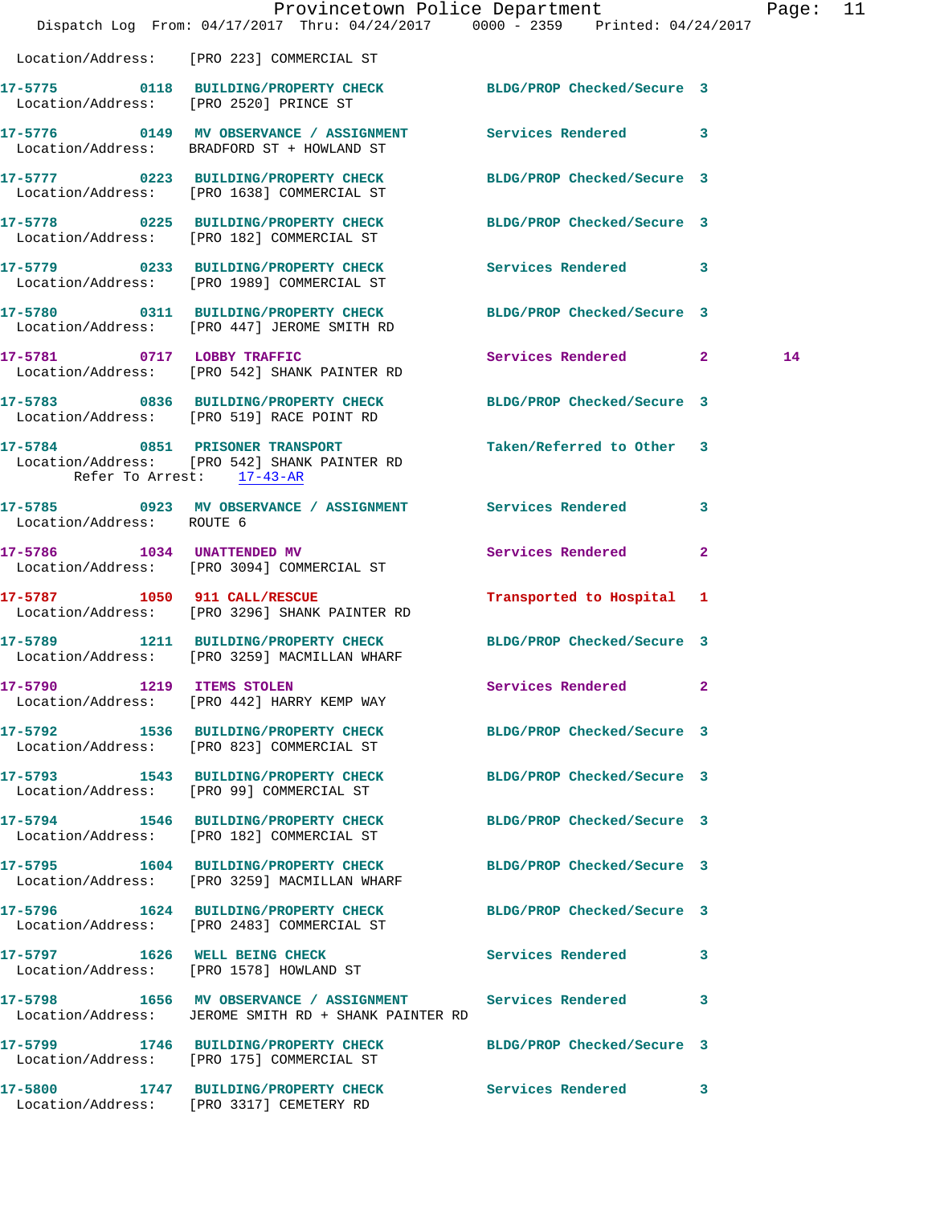Location/Address: [PRO 223] COMMERCIAL ST

17-5775 0118 BUILDING/PROPERTY CHECK BLDG/PROP Checked/Secure 3
Location/Address: [PRO 2520] PRINCE ST

17-5776 0149 MV OBSERVANCE / ASSIGNMENT Services Rendered 3
Location/Address: BRADFORD ST + HOWLAND ST

17-5777 0223 BUILDING/PROPERTY CHECK BLDG/PROP Checked/Secure 3
Location/Address: [PRO 1638] COMMERCIAL ST

17-5778 0225 BUILDING/PROPERTY CHECK BLDG/PROP Checked/Secure 3
Location/Address: [PRO 182] COMMERCIAL ST

17-5779 0233 BUILDING/PROPERTY CHECK Services Rendered 3
Location/Address: [PRO 1989] COMMERCIAL ST

17-5780 0311 BUILDING/PROPERTY CHECK BLDG/PROP Checked/Secure 3
Location/Address: [PRO 447] JEROME SMITH RD

17-5781 0717 LOBBY TRAFFIC Services Rendered 2 14
Location/Address: [PRO 542] SHANK PAINTER RD

17-5783 0836 BUILDING/PROPERTY CHECK BLDG/PROP Checked/Secure 3
Location/Address: [PRO 519] RACE POINT RD

17-5784 0851 PRISONER TRANSPORT Taken/Referred to Other 3
Location/Address: [PRO 542] SHANK PAINTER RD
Refer To Arrest: 17-43-AR

17-5785 0923 MV OBSERVANCE / ASSIGNMENT Services Rendered 3
Location/Address: ROUTE 6

17-5786 1034 UNATTENDED MV Services Rendered 2
Location/Address: [PRO 3094] COMMERCIAL ST

17-5787 1050 911 CALL/RESCUE Transported to Hospital 1
Location/Address: [PRO 3296] SHANK PAINTER RD

17-5789 1211 BUILDING/PROPERTY CHECK BLDG/PROP Checked/Secure 3
Location/Address: [PRO 3259] MACMILLAN WHARF

17-5790 1219 ITEMS STOLEN Services Rendered 2
Location/Address: [PRO 442] HARRY KEMP WAY

17-5792 1536 BUILDING/PROPERTY CHECK BLDG/PROP Checked/Secure 3
Location/Address: [PRO 823] COMMERCIAL ST

17-5793 1543 BUILDING/PROPERTY CHECK BLDG/PROP Checked/Secure 3
Location/Address: [PRO 99] COMMERCIAL ST

17-5794 1546 BUILDING/PROPERTY CHECK BLDG/PROP Checked/Secure 3
Location/Address: [PRO 182] COMMERCIAL ST

17-5795 1604 BUILDING/PROPERTY CHECK BLDG/PROP Checked/Secure 3
Location/Address: [PRO 3259] MACMILLAN WHARF

17-5796 1624 BUILDING/PROPERTY CHECK BLDG/PROP Checked/Secure 3
Location/Address: [PRO 2483] COMMERCIAL ST

17-5797 1626 WELL BEING CHECK Services Rendered 3
Location/Address: [PRO 1578] HOWLAND ST

17-5798 1656 MV OBSERVANCE / ASSIGNMENT Services Rendered 3
Location/Address: JEROME SMITH RD + SHANK PAINTER RD

17-5799 1746 BUILDING/PROPERTY CHECK BLDG/PROP Checked/Secure 3
Location/Address: [PRO 175] COMMERCIAL ST

17-5800 1747 BUILDING/PROPERTY CHECK Services Rendered 3
Location/Address: [PRO 3317] CEMETERY RD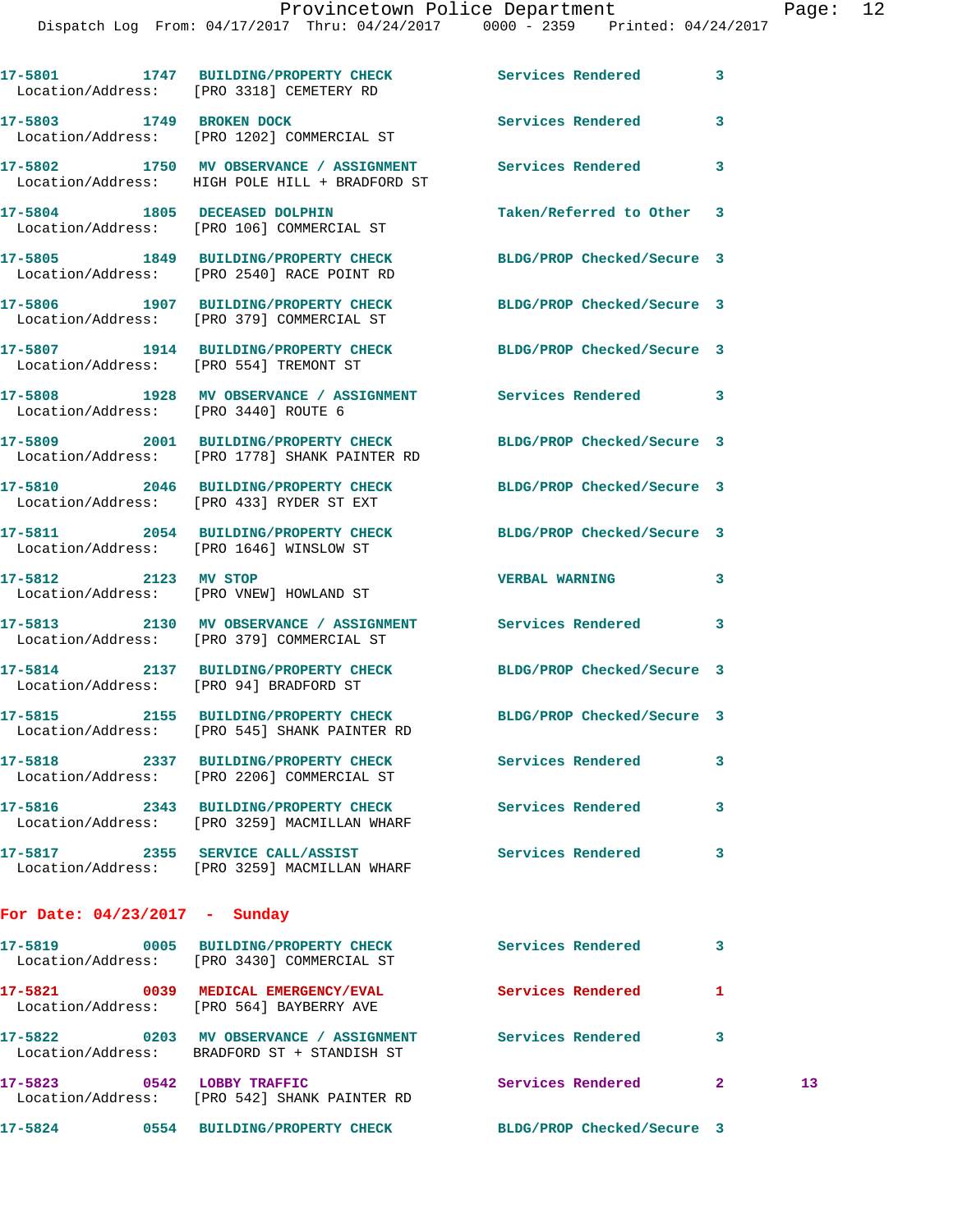17-5801 1747 BUILDING/PROPERTY CHECK Services Rendered 3
Location/Address: [PRO 3318] CEMETERY RD

17-5803 1749 BROKEN DOCK Services Rendered 3
Location/Address: [PRO 1202] COMMERCIAL ST

17-5802 1750 MV OBSERVANCE / ASSIGNMENT Services Rendered 3
Location/Address: HIGH POLE HILL + BRADFORD ST

17-5804 1805 DECEASED DOLPHIN Taken/Referred to Other 3
Location/Address: [PRO 106] COMMERCIAL ST

17-5805 1849 BUILDING/PROPERTY CHECK BLDG/PROP Checked/Secure 3
Location/Address: [PRO 2540] RACE POINT RD

17-5806 1907 BUILDING/PROPERTY CHECK BLDG/PROP Checked/Secure 3
Location/Address: [PRO 379] COMMERCIAL ST

17-5807 1914 BUILDING/PROPERTY CHECK BLDG/PROP Checked/Secure 3
Location/Address: [PRO 554] TREMONT ST

17-5808 1928 MV OBSERVANCE / ASSIGNMENT Services Rendered 3
Location/Address: [PRO 3440] ROUTE 6

17-5809 2001 BUILDING/PROPERTY CHECK BLDG/PROP Checked/Secure 3
Location/Address: [PRO 1778] SHANK PAINTER RD

17-5810 2046 BUILDING/PROPERTY CHECK BLDG/PROP Checked/Secure 3
Location/Address: [PRO 433] RYDER ST EXT

17-5811 2054 BUILDING/PROPERTY CHECK BLDG/PROP Checked/Secure 3
Location/Address: [PRO 1646] WINSLOW ST

17-5812 2123 MV STOP VERBAL WARNING 3
Location/Address: [PRO VNEW] HOWLAND ST

17-5813 2130 MV OBSERVANCE / ASSIGNMENT Services Rendered 3
Location/Address: [PRO 379] COMMERCIAL ST

17-5814 2137 BUILDING/PROPERTY CHECK BLDG/PROP Checked/Secure 3
Location/Address: [PRO 94] BRADFORD ST

17-5815 2155 BUILDING/PROPERTY CHECK BLDG/PROP Checked/Secure 3
Location/Address: [PRO 545] SHANK PAINTER RD

17-5818 2337 BUILDING/PROPERTY CHECK Services Rendered 3
Location/Address: [PRO 2206] COMMERCIAL ST

17-5816 2343 BUILDING/PROPERTY CHECK Services Rendered 3
Location/Address: [PRO 3259] MACMILLAN WHARF

17-5817 2355 SERVICE CALL/ASSIST Services Rendered 3
Location/Address: [PRO 3259] MACMILLAN WHARF

## For Date: 04/23/2017 - Sunday

17-5819 0005 BUILDING/PROPERTY CHECK Services Rendered 3
Location/Address: [PRO 3430] COMMERCIAL ST

17-5821 0039 MEDICAL EMERGENCY/EVAL Services Rendered 1
Location/Address: [PRO 564] BAYBERRY AVE

17-5822 0203 MV OBSERVANCE / ASSIGNMENT Services Rendered 3
Location/Address: BRADFORD ST + STANDISH ST

17-5823 0542 LOBBY TRAFFIC Services Rendered 2 13
Location/Address: [PRO 542] SHANK PAINTER RD

17-5824 0554 BUILDING/PROPERTY CHECK BLDG/PROP Checked/Secure 3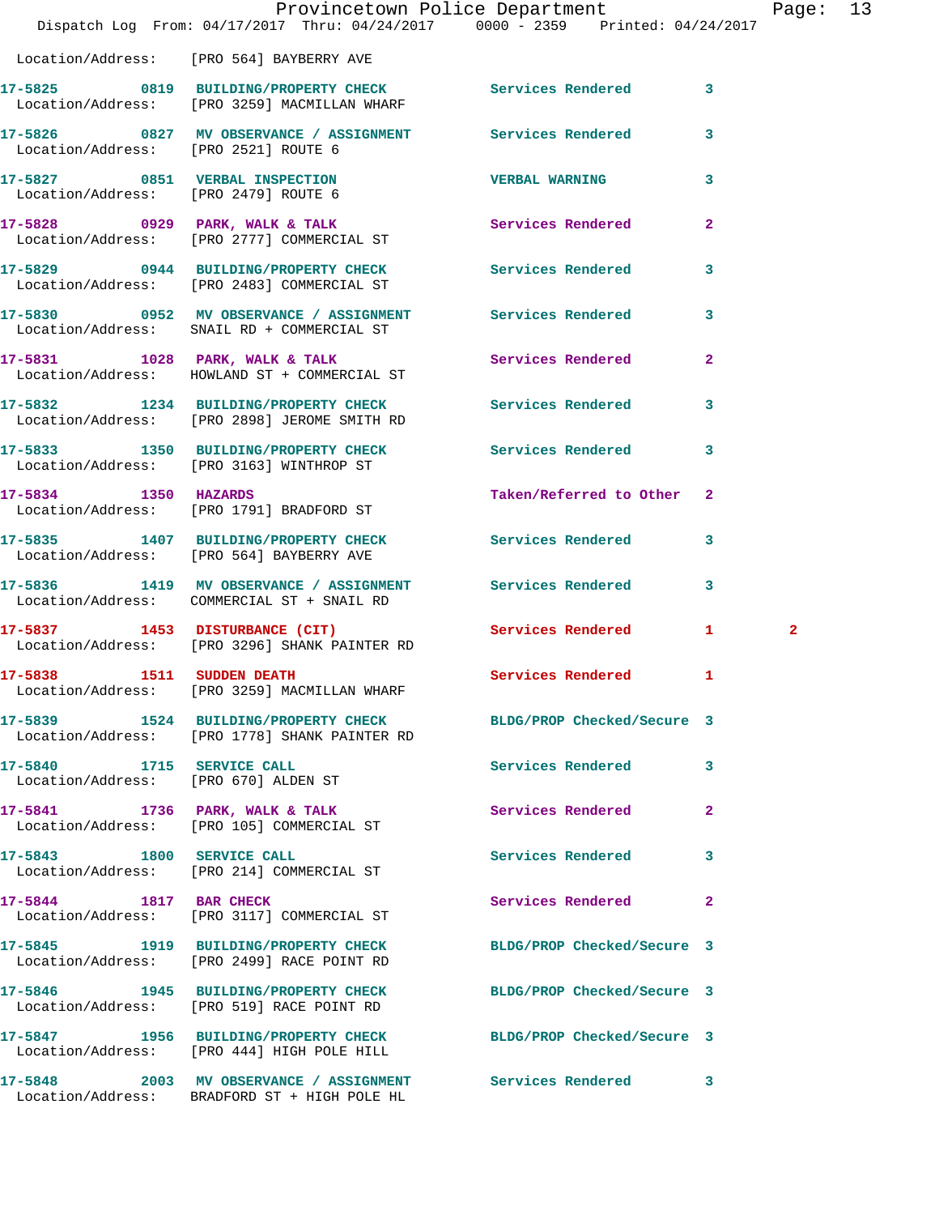Location/Address: [PRO 564] BAYBERRY AVE

| Call # | Time | Call Reason | Action | Priority | |
|---|---|---|---|---|---|
| 17-5825 | 0819 | BUILDING/PROPERTY CHECK | Services Rendered | 3 | |
| | | Location/Address: [PRO 3259] MACMILLAN WHARF | | | |
| 17-5826 | 0827 | MV OBSERVANCE / ASSIGNMENT | Services Rendered | 3 | |
| | | Location/Address: [PRO 2521] ROUTE 6 | | | |
| 17-5827 | 0851 | VERBAL INSPECTION | VERBAL WARNING | 3 | |
| | | Location/Address: [PRO 2479] ROUTE 6 | | | |
| 17-5828 | 0929 | PARK, WALK & TALK | Services Rendered | 2 | |
| | | Location/Address: [PRO 2777] COMMERCIAL ST | | | |
| 17-5829 | 0944 | BUILDING/PROPERTY CHECK | Services Rendered | 3 | |
| | | Location/Address: [PRO 2483] COMMERCIAL ST | | | |
| 17-5830 | 0952 | MV OBSERVANCE / ASSIGNMENT | Services Rendered | 3 | |
| | | Location/Address: SNAIL RD + COMMERCIAL ST | | | |
| 17-5831 | 1028 | PARK, WALK & TALK | Services Rendered | 2 | |
| | | Location/Address: HOWLAND ST + COMMERCIAL ST | | | |
| 17-5832 | 1234 | BUILDING/PROPERTY CHECK | Services Rendered | 3 | |
| | | Location/Address: [PRO 2898] JEROME SMITH RD | | | |
| 17-5833 | 1350 | BUILDING/PROPERTY CHECK | Services Rendered | 3 | |
| | | Location/Address: [PRO 3163] WINTHROP ST | | | |
| 17-5834 | 1350 | HAZARDS | Taken/Referred to Other | 2 | |
| | | Location/Address: [PRO 1791] BRADFORD ST | | | |
| 17-5835 | 1407 | BUILDING/PROPERTY CHECK | Services Rendered | 3 | |
| | | Location/Address: [PRO 564] BAYBERRY AVE | | | |
| 17-5836 | 1419 | MV OBSERVANCE / ASSIGNMENT | Services Rendered | 3 | |
| | | Location/Address: COMMERCIAL ST + SNAIL RD | | | |
| 17-5837 | 1453 | DISTURBANCE (CIT) | Services Rendered | 1 | 2 |
| | | Location/Address: [PRO 3296] SHANK PAINTER RD | | | |
| 17-5838 | 1511 | SUDDEN DEATH | Services Rendered | 1 | |
| | | Location/Address: [PRO 3259] MACMILLAN WHARF | | | |
| 17-5839 | 1524 | BUILDING/PROPERTY CHECK | BLDG/PROP Checked/Secure | 3 | |
| | | Location/Address: [PRO 1778] SHANK PAINTER RD | | | |
| 17-5840 | 1715 | SERVICE CALL | Services Rendered | 3 | |
| | | Location/Address: [PRO 670] ALDEN ST | | | |
| 17-5841 | 1736 | PARK, WALK & TALK | Services Rendered | 2 | |
| | | Location/Address: [PRO 105] COMMERCIAL ST | | | |
| 17-5843 | 1800 | SERVICE CALL | Services Rendered | 3 | |
| | | Location/Address: [PRO 214] COMMERCIAL ST | | | |
| 17-5844 | 1817 | BAR CHECK | Services Rendered | 2 | |
| | | Location/Address: [PRO 3117] COMMERCIAL ST | | | |
| 17-5845 | 1919 | BUILDING/PROPERTY CHECK | BLDG/PROP Checked/Secure | 3 | |
| | | Location/Address: [PRO 2499] RACE POINT RD | | | |
| 17-5846 | 1945 | BUILDING/PROPERTY CHECK | BLDG/PROP Checked/Secure | 3 | |
| | | Location/Address: [PRO 519] RACE POINT RD | | | |
| 17-5847 | 1956 | BUILDING/PROPERTY CHECK | BLDG/PROP Checked/Secure | 3 | |
| | | Location/Address: [PRO 444] HIGH POLE HILL | | | |
| 17-5848 | 2003 | MV OBSERVANCE / ASSIGNMENT | Services Rendered | 3 | |
| | | Location/Address: BRADFORD ST + HIGH POLE HL | | | |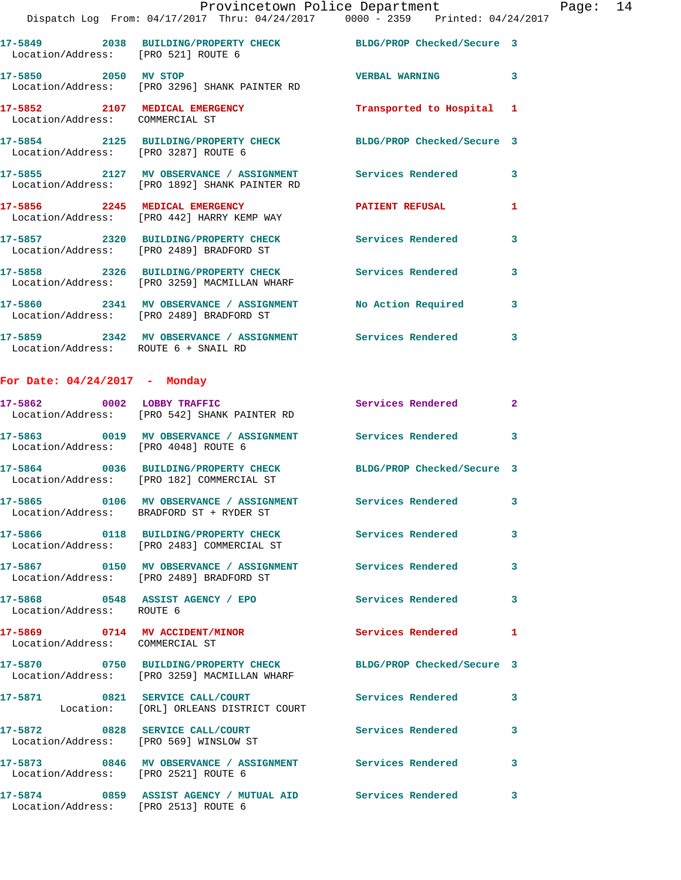17-5849 2038 BUILDING/PROPERTY CHECK BLDG/PROP Checked/Secure 3
Location/Address: [PRO 521] ROUTE 6

17-5850 2050 MV STOP VERBAL WARNING 3
Location/Address: [PRO 3296] SHANK PAINTER RD

17-5852 2107 MEDICAL EMERGENCY Transported to Hospital 1
Location/Address: COMMERCIAL ST

17-5854 2125 BUILDING/PROPERTY CHECK BLDG/PROP Checked/Secure 3
Location/Address: [PRO 3287] ROUTE 6

17-5855 2127 MV OBSERVANCE / ASSIGNMENT Services Rendered 3
Location/Address: [PRO 1892] SHANK PAINTER RD

17-5856 2245 MEDICAL EMERGENCY PATIENT REFUSAL 1
Location/Address: [PRO 442] HARRY KEMP WAY

17-5857 2320 BUILDING/PROPERTY CHECK Services Rendered 3
Location/Address: [PRO 2489] BRADFORD ST

17-5858 2326 BUILDING/PROPERTY CHECK Services Rendered 3
Location/Address: [PRO 3259] MACMILLAN WHARF

17-5860 2341 MV OBSERVANCE / ASSIGNMENT No Action Required 3
Location/Address: [PRO 2489] BRADFORD ST

17-5859 2342 MV OBSERVANCE / ASSIGNMENT Services Rendered 3
Location/Address: ROUTE 6 + SNAIL RD

## For Date: 04/24/2017 - Monday

17-5862 0002 LOBBY TRAFFIC Services Rendered 2
Location/Address: [PRO 542] SHANK PAINTER RD

17-5863 0019 MV OBSERVANCE / ASSIGNMENT Services Rendered 3
Location/Address: [PRO 4048] ROUTE 6

17-5864 0036 BUILDING/PROPERTY CHECK BLDG/PROP Checked/Secure 3
Location/Address: [PRO 182] COMMERCIAL ST

17-5865 0106 MV OBSERVANCE / ASSIGNMENT Services Rendered 3
Location/Address: BRADFORD ST + RYDER ST

17-5866 0118 BUILDING/PROPERTY CHECK Services Rendered 3
Location/Address: [PRO 2483] COMMERCIAL ST

17-5867 0150 MV OBSERVANCE / ASSIGNMENT Services Rendered 3
Location/Address: [PRO 2489] BRADFORD ST

17-5868 0548 ASSIST AGENCY / EPO Services Rendered 3
Location/Address: ROUTE 6

17-5869 0714 MV ACCIDENT/MINOR Services Rendered 1
Location/Address: COMMERCIAL ST

17-5870 0750 BUILDING/PROPERTY CHECK BLDG/PROP Checked/Secure 3
Location/Address: [PRO 3259] MACMILLAN WHARF

17-5871 0821 SERVICE CALL/COURT Services Rendered 3
Location: [ORL] ORLEANS DISTRICT COURT

17-5872 0828 SERVICE CALL/COURT Services Rendered 3
Location/Address: [PRO 569] WINSLOW ST

17-5873 0846 MV OBSERVANCE / ASSIGNMENT Services Rendered 3
Location/Address: [PRO 2521] ROUTE 6

17-5874 0859 ASSIST AGENCY / MUTUAL AID Services Rendered 3
Location/Address: [PRO 2513] ROUTE 6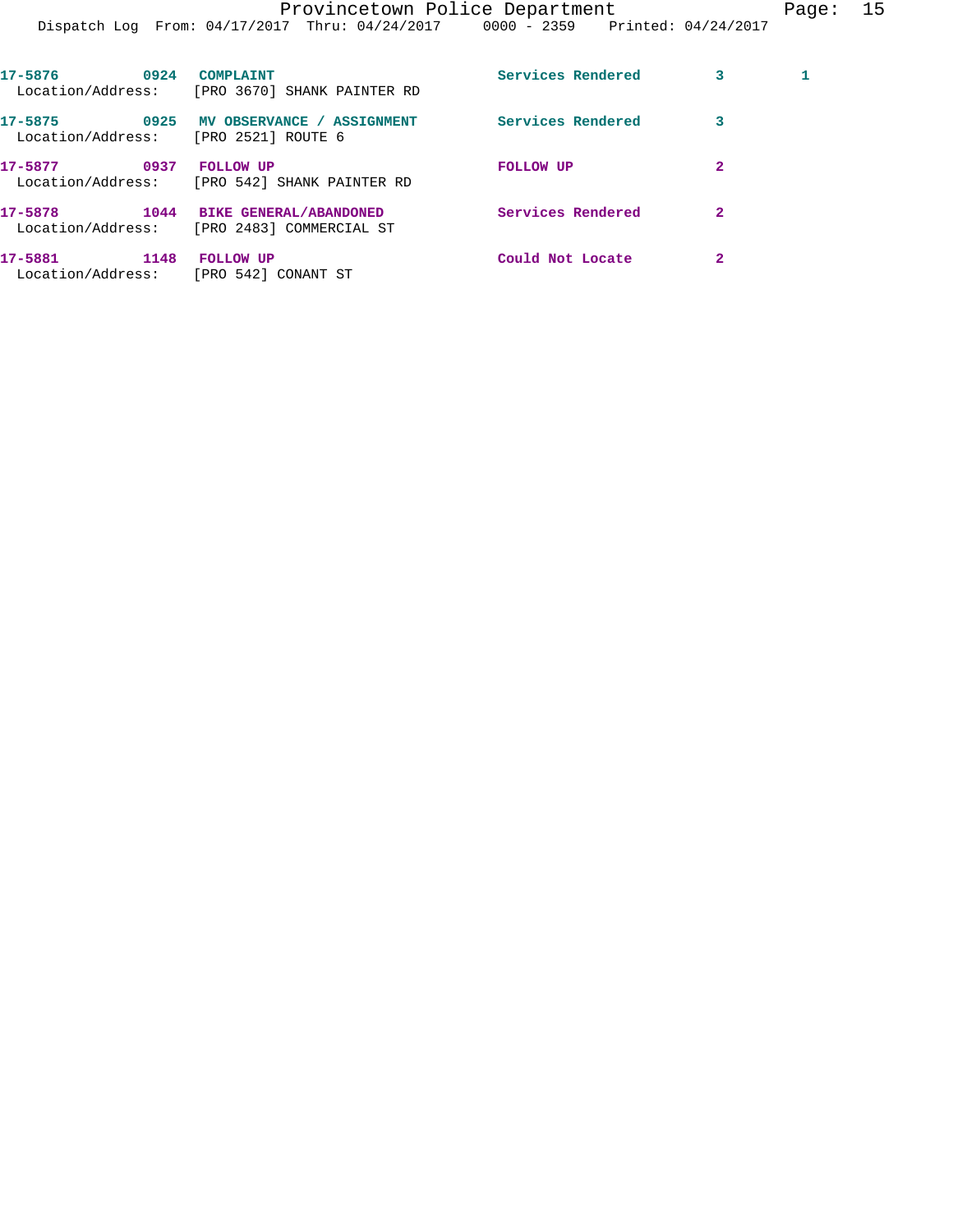17-5876 0924 COMPLAINT Services Rendered 3 1
Location/Address: [PRO 3670] SHANK PAINTER RD

17-5875 0925 MV OBSERVANCE / ASSIGNMENT Services Rendered 3
Location/Address: [PRO 2521] ROUTE 6

17-5877 0937 FOLLOW UP FOLLOW UP 2
Location/Address: [PRO 542] SHANK PAINTER RD

17-5878 1044 BIKE GENERAL/ABANDONED Services Rendered 2
Location/Address: [PRO 2483] COMMERCIAL ST

17-5881 1148 FOLLOW UP Could Not Locate 2
Location/Address: [PRO 542] CONANT ST